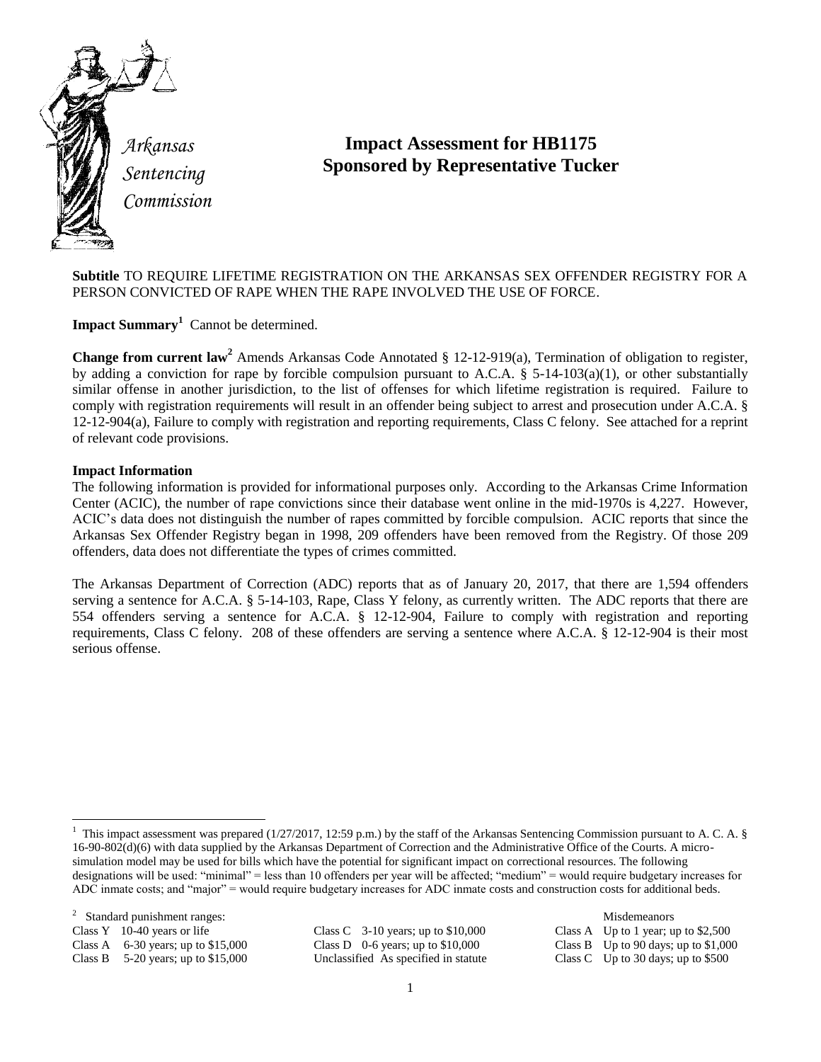*Arkansas Sentencing Commission*

# Impact Assessment for HB1175
## Sponsored by Representative Tucker

**Subtitle** TO REQUIRE LIFETIME REGISTRATION ON THE ARKANSAS SEX OFFENDER REGISTRY FOR A PERSON CONVICTED OF RAPE WHEN THE RAPE INVOLVED THE USE OF FORCE.

**Impact Summary**[1] Cannot be determined.

**Change from current law**[2] Amends Arkansas Code Annotated § 12-12-919(a), Termination of obligation to register, by adding a conviction for rape by forcible compulsion pursuant to A.C.A. § 5-14-103(a)(1), or other substantially similar offense in another jurisdiction, to the list of offenses for which lifetime registration is required. Failure to comply with registration requirements will result in an offender being subject to arrest and prosecution under A.C.A. § 12-12-904(a), Failure to comply with registration and reporting requirements, Class C felony. See attached for a reprint of relevant code provisions.

**Impact Information**

The following information is provided for informational purposes only. According to the Arkansas Crime Information Center (ACIC), the number of rape convictions since their database went online in the mid-1970s is 4,227. However, ACIC's data does not distinguish the number of rapes committed by forcible compulsion. ACIC reports that since the Arkansas Sex Offender Registry began in 1998, 209 offenders have been removed from the Registry. Of those 209 offenders, data does not differentiate the types of crimes committed.

The Arkansas Department of Correction (ADC) reports that as of January 20, 2017, that there are 1,594 offenders serving a sentence for A.C.A. § 5-14-103, Rape, Class Y felony, as currently written. The ADC reports that there are 554 offenders serving a sentence for A.C.A. § 12-12-904, Failure to comply with registration and reporting requirements, Class C felony. 208 of these offenders are serving a sentence where A.C.A. § 12-12-904 is their most serious offense.

---

[1] This impact assessment was prepared (1/27/2017, 12:59 p.m.) by the staff of the Arkansas Sentencing Commission pursuant to A. C. A. § 16-90-802(d)(6) with data supplied by the Arkansas Department of Correction and the Administrative Office of the Courts. A micro-simulation model may be used for bills which have the potential for significant impact on correctional resources. The following designations will be used: "minimal" = less than 10 offenders per year will be affected; "medium" = would require budgetary increases for ADC inmate costs; and "major" = would require budgetary increases for ADC inmate costs and construction costs for additional beds.

[2] Standard punishment ranges:

| | | Misdemeanors |
|---|---|---|
| Class Y 10-40 years or life | Class C 3-10 years; up to $10,000 | Class A Up to 1 year; up to $2,500 |
| Class A 6-30 years; up to $15,000 | Class D 0-6 years; up to $10,000 | Class B Up to 90 days; up to $1,000 |
| Class B 5-20 years; up to $15,000 | Unclassified As specified in statute | Class C Up to 30 days; up to $500 |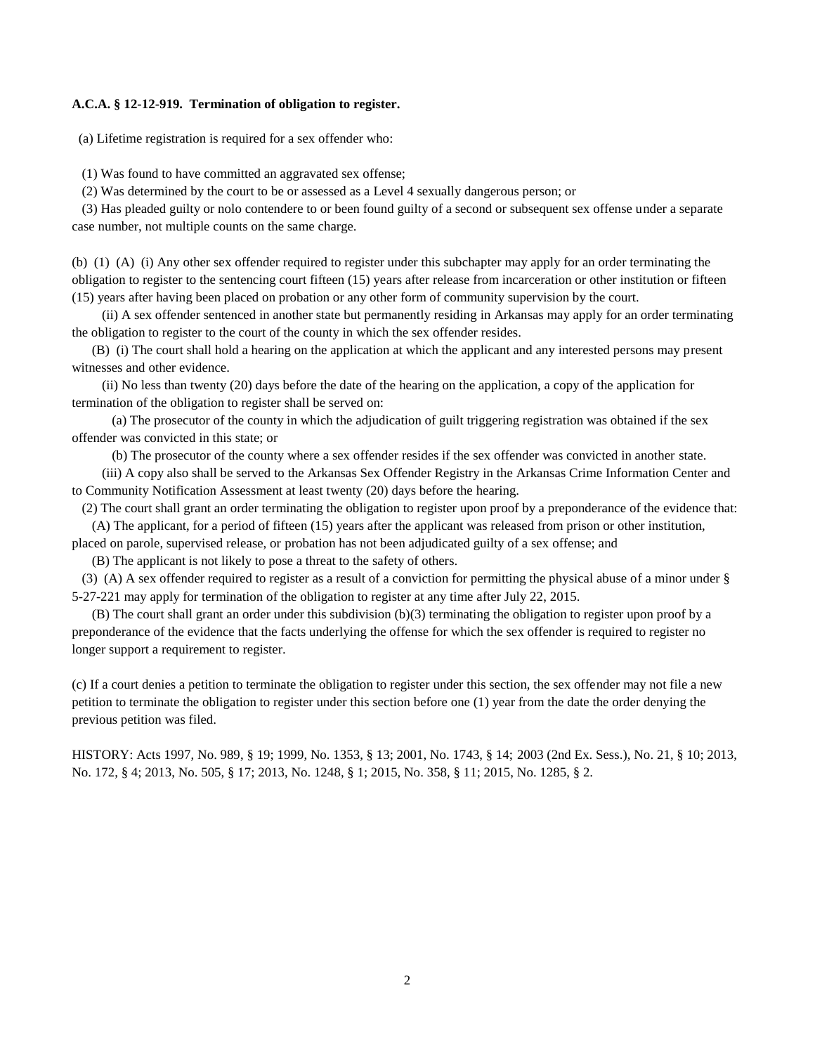**A.C.A. § 12-12-919. Termination of obligation to register.**

(a) Lifetime registration is required for a sex offender who:

(1) Was found to have committed an aggravated sex offense;

(2) Was determined by the court to be or assessed as a Level 4 sexually dangerous person; or

(3) Has pleaded guilty or nolo contendere to or been found guilty of a second or subsequent sex offense under a separate case number, not multiple counts on the same charge.

(b) (1) (A) (i) Any other sex offender required to register under this subchapter may apply for an order terminating the obligation to register to the sentencing court fifteen (15) years after release from incarceration or other institution or fifteen (15) years after having been placed on probation or any other form of community supervision by the court.

(ii) A sex offender sentenced in another state but permanently residing in Arkansas may apply for an order terminating the obligation to register to the court of the county in which the sex offender resides.

(B) (i) The court shall hold a hearing on the application at which the applicant and any interested persons may present witnesses and other evidence.

(ii) No less than twenty (20) days before the date of the hearing on the application, a copy of the application for termination of the obligation to register shall be served on:

(a) The prosecutor of the county in which the adjudication of guilt triggering registration was obtained if the sex offender was convicted in this state; or

(b) The prosecutor of the county where a sex offender resides if the sex offender was convicted in another state.

(iii) A copy also shall be served to the Arkansas Sex Offender Registry in the Arkansas Crime Information Center and to Community Notification Assessment at least twenty (20) days before the hearing.

(2) The court shall grant an order terminating the obligation to register upon proof by a preponderance of the evidence that:

(A) The applicant, for a period of fifteen (15) years after the applicant was released from prison or other institution, placed on parole, supervised release, or probation has not been adjudicated guilty of a sex offense; and

(B) The applicant is not likely to pose a threat to the safety of others.

(3) (A) A sex offender required to register as a result of a conviction for permitting the physical abuse of a minor under § 5-27-221 may apply for termination of the obligation to register at any time after July 22, 2015.

(B) The court shall grant an order under this subdivision (b)(3) terminating the obligation to register upon proof by a preponderance of the evidence that the facts underlying the offense for which the sex offender is required to register no longer support a requirement to register.

(c) If a court denies a petition to terminate the obligation to register under this section, the sex offender may not file a new petition to terminate the obligation to register under this section before one (1) year from the date the order denying the previous petition was filed.

HISTORY: Acts 1997, No. 989, § 19; 1999, No. 1353, § 13; 2001, No. 1743, § 14; 2003 (2nd Ex. Sess.), No. 21, § 10; 2013, No. 172, § 4; 2013, No. 505, § 17; 2013, No. 1248, § 1; 2015, No. 358, § 11; 2015, No. 1285, § 2.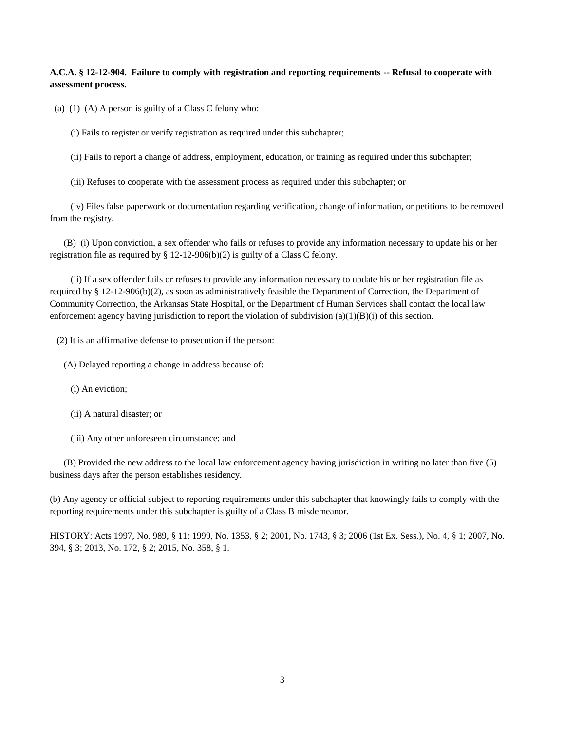**A.C.A. § 12-12-904. Failure to comply with registration and reporting requirements -- Refusal to cooperate with assessment process.**

(a) (1) (A) A person is guilty of a Class C felony who:

(i) Fails to register or verify registration as required under this subchapter;

(ii) Fails to report a change of address, employment, education, or training as required under this subchapter;

(iii) Refuses to cooperate with the assessment process as required under this subchapter; or

(iv) Files false paperwork or documentation regarding verification, change of information, or petitions to be removed from the registry.

(B) (i) Upon conviction, a sex offender who fails or refuses to provide any information necessary to update his or her registration file as required by § 12-12-906(b)(2) is guilty of a Class C felony.

(ii) If a sex offender fails or refuses to provide any information necessary to update his or her registration file as required by § 12-12-906(b)(2), as soon as administratively feasible the Department of Correction, the Department of Community Correction, the Arkansas State Hospital, or the Department of Human Services shall contact the local law enforcement agency having jurisdiction to report the violation of subdivision (a)(1)(B)(i) of this section.

(2) It is an affirmative defense to prosecution if the person:

(A) Delayed reporting a change in address because of:

(i) An eviction;

(ii) A natural disaster; or

(iii) Any other unforeseen circumstance; and

(B) Provided the new address to the local law enforcement agency having jurisdiction in writing no later than five (5) business days after the person establishes residency.

(b) Any agency or official subject to reporting requirements under this subchapter that knowingly fails to comply with the reporting requirements under this subchapter is guilty of a Class B misdemeanor.

HISTORY: Acts 1997, No. 989, § 11; 1999, No. 1353, § 2; 2001, No. 1743, § 3; 2006 (1st Ex. Sess.), No. 4, § 1; 2007, No. 394, § 3; 2013, No. 172, § 2; 2015, No. 358, § 1.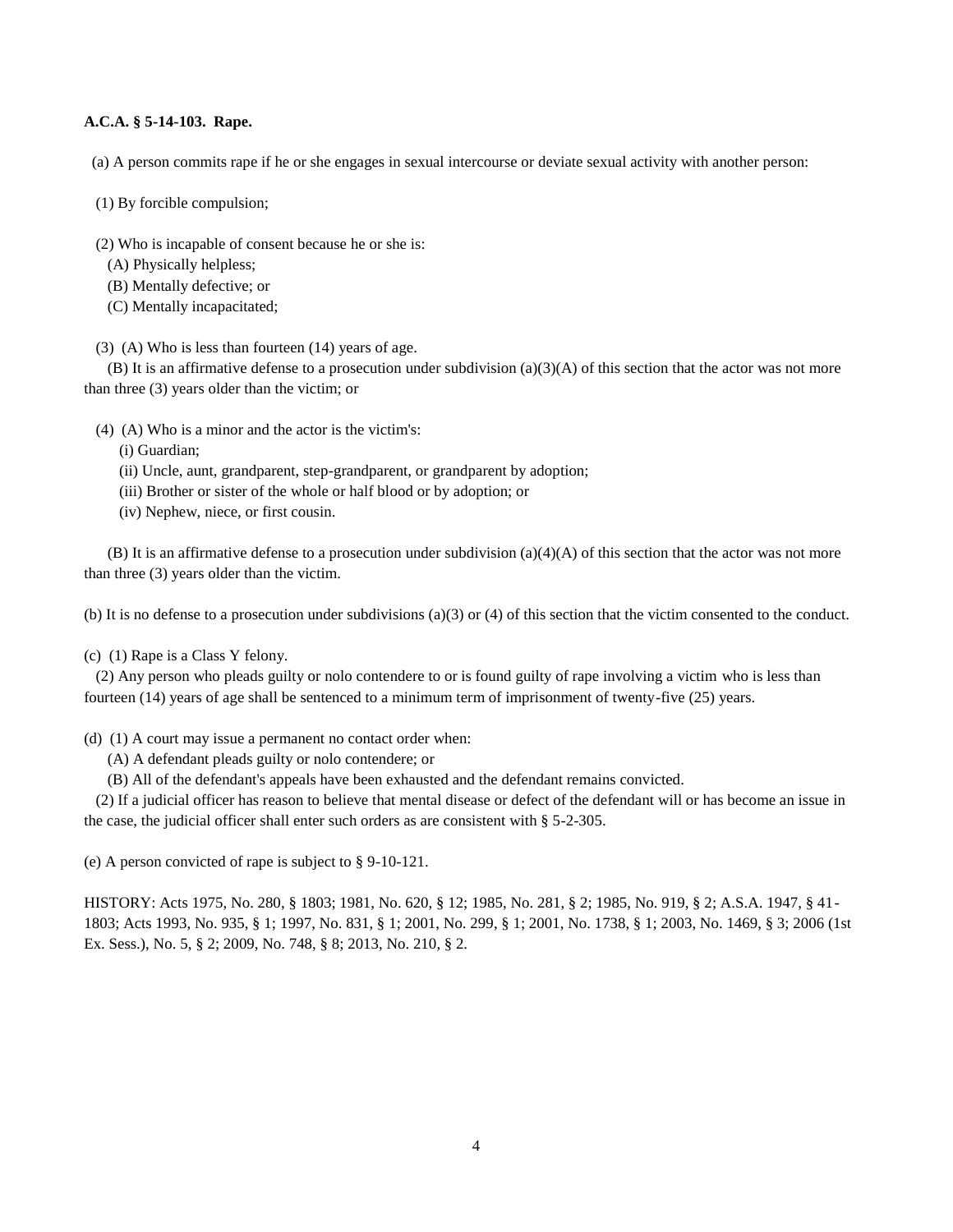**A.C.A. § 5-14-103. Rape.**

(a) A person commits rape if he or she engages in sexual intercourse or deviate sexual activity with another person:

(1) By forcible compulsion;

(2) Who is incapable of consent because he or she is:
(A) Physically helpless;
(B) Mentally defective; or
(C) Mentally incapacitated;

(3) (A) Who is less than fourteen (14) years of age.
(B) It is an affirmative defense to a prosecution under subdivision (a)(3)(A) of this section that the actor was not more than three (3) years older than the victim; or

(4) (A) Who is a minor and the actor is the victim's:
(i) Guardian;
(ii) Uncle, aunt, grandparent, step-grandparent, or grandparent by adoption;
(iii) Brother or sister of the whole or half blood or by adoption; or
(iv) Nephew, niece, or first cousin.

(B) It is an affirmative defense to a prosecution under subdivision (a)(4)(A) of this section that the actor was not more than three (3) years older than the victim.

(b) It is no defense to a prosecution under subdivisions (a)(3) or (4) of this section that the victim consented to the conduct.

(c) (1) Rape is a Class Y felony.
(2) Any person who pleads guilty or nolo contendere to or is found guilty of rape involving a victim who is less than fourteen (14) years of age shall be sentenced to a minimum term of imprisonment of twenty-five (25) years.

(d) (1) A court may issue a permanent no contact order when:
(A) A defendant pleads guilty or nolo contendere; or
(B) All of the defendant's appeals have been exhausted and the defendant remains convicted.
(2) If a judicial officer has reason to believe that mental disease or defect of the defendant will or has become an issue in the case, the judicial officer shall enter such orders as are consistent with § 5-2-305.

(e) A person convicted of rape is subject to § 9-10-121.

HISTORY: Acts 1975, No. 280, § 1803; 1981, No. 620, § 12; 1985, No. 281, § 2; 1985, No. 919, § 2; A.S.A. 1947, § 41-1803; Acts 1993, No. 935, § 1; 1997, No. 831, § 1; 2001, No. 299, § 1; 2001, No. 1738, § 1; 2003, No. 1469, § 3; 2006 (1st Ex. Sess.), No. 5, § 2; 2009, No. 748, § 8; 2013, No. 210, § 2.